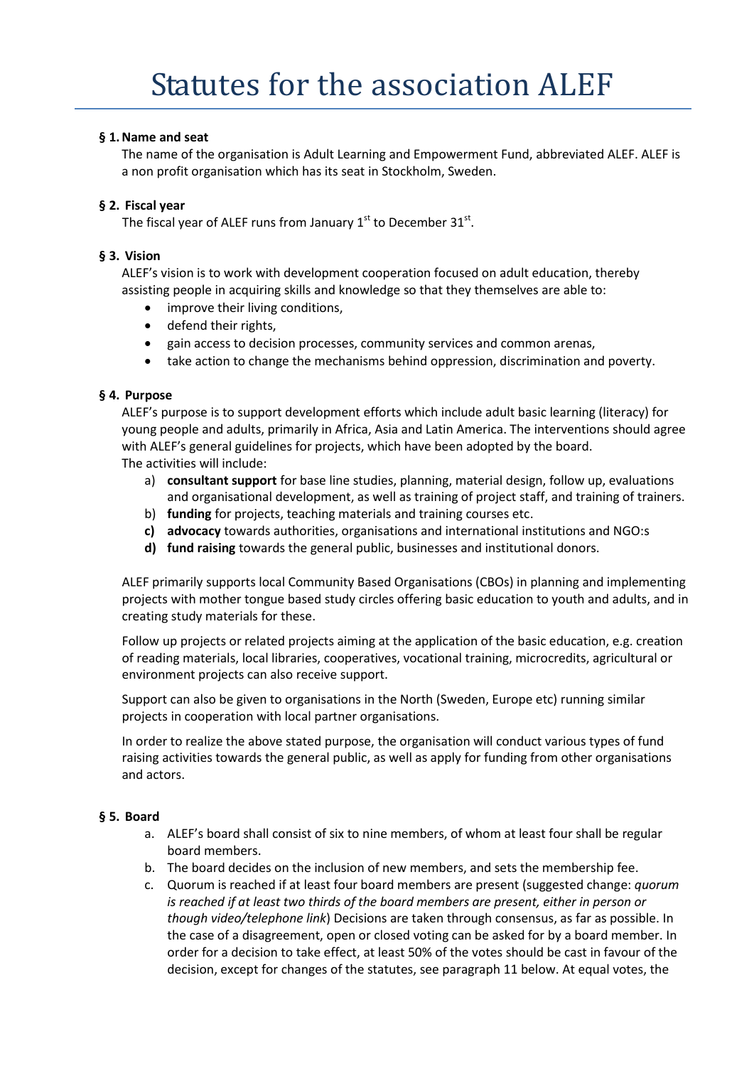# Statutes for the association ALEF

### § 1. Name and seat

The name of the organisation is Adult Learning and Empowerment Fund, abbreviated ALEF. ALEF is a non profit organisation which has its seat in Stockholm, Sweden.

### § 2. Fiscal year

The fiscal year of ALEF runs from January 1st to December 31st.

### § 3. Vision

ALEF's vision is to work with development cooperation focused on adult education, thereby assisting people in acquiring skills and knowledge so that they themselves are able to:

- improve their living conditions,
- defend their rights,
- gain access to decision processes, community services and common arenas,
- take action to change the mechanisms behind oppression, discrimination and poverty.

### § 4. Purpose

ALEF's purpose is to support development efforts which include adult basic learning (literacy) for young people and adults, primarily in Africa, Asia and Latin America. The interventions should agree with ALEF's general guidelines for projects, which have been adopted by the board.
The activities will include:

a) **consultant support** for base line studies, planning, material design, follow up, evaluations and organisational development, as well as training of project staff, and training of trainers.
b) **funding** for projects, teaching materials and training courses etc.
**c) advocacy** towards authorities, organisations and international institutions and NGO:s
**d) fund raising** towards the general public, businesses and institutional donors.

ALEF primarily supports local Community Based Organisations (CBOs) in planning and implementing projects with mother tongue based study circles offering basic education to youth and adults, and in creating study materials for these.

Follow up projects or related projects aiming at the application of the basic education, e.g. creation of reading materials, local libraries, cooperatives, vocational training, microcredits, agricultural or environment projects can also receive support.

Support can also be given to organisations in the North (Sweden, Europe etc) running similar projects in cooperation with local partner organisations.

In order to realize the above stated purpose, the organisation will conduct various types of fund raising activities towards the general public, as well as apply for funding from other organisations and actors.

### § 5. Board

a. ALEF's board shall consist of six to nine members, of whom at least four shall be regular board members.
b. The board decides on the inclusion of new members, and sets the membership fee.
c. Quorum is reached if at least four board members are present (suggested change: *quorum is reached if at least two thirds of the board members are present, either in person or though video/telephone link*) Decisions are taken through consensus, as far as possible. In the case of a disagreement, open or closed voting can be asked for by a board member. In order for a decision to take effect, at least 50% of the votes should be cast in favour of the decision, except for changes of the statutes, see paragraph 11 below. At equal votes, the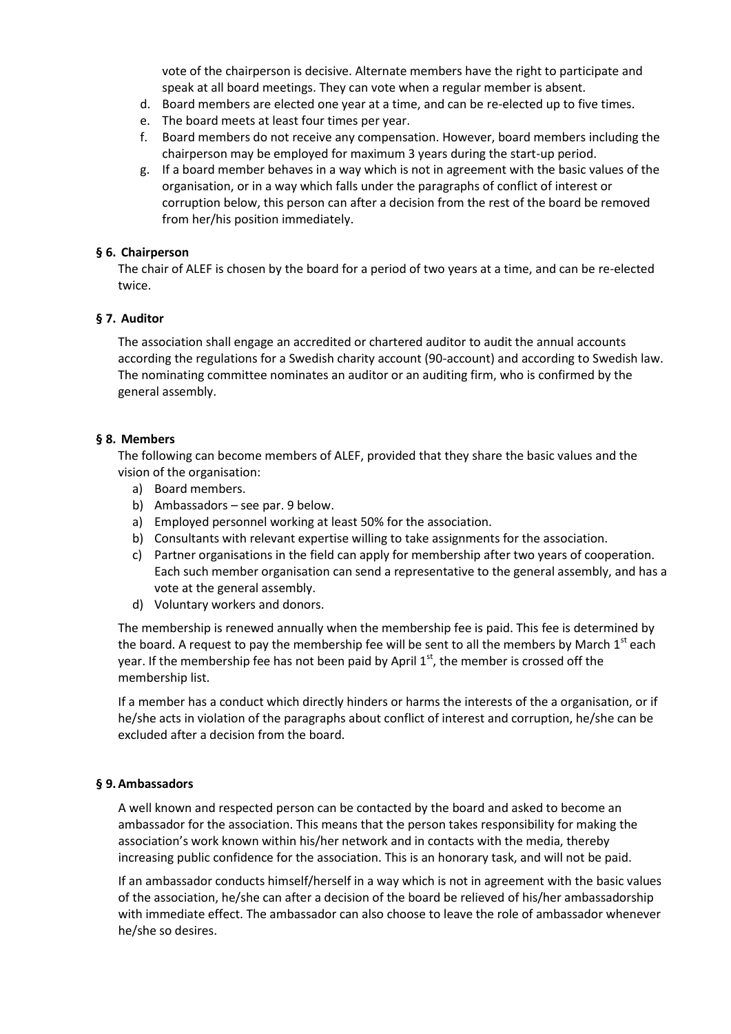vote of the chairperson is decisive. Alternate members have the right to participate and speak at all board meetings. They can vote when a regular member is absent.

d. Board members are elected one year at a time, and can be re-elected up to five times.
e. The board meets at least four times per year.
f. Board members do not receive any compensation. However, board members including the chairperson may be employed for maximum 3 years during the start-up period.
g. If a board member behaves in a way which is not in agreement with the basic values of the organisation, or in a way which falls under the paragraphs of conflict of interest or corruption below, this person can after a decision from the rest of the board be removed from her/his position immediately.

**§ 6. Chairperson**

The chair of ALEF is chosen by the board for a period of two years at a time, and can be re-elected twice.

**§ 7. Auditor**

The association shall engage an accredited or chartered auditor to audit the annual accounts according the regulations for a Swedish charity account (90-account) and according to Swedish law. The nominating committee nominates an auditor or an auditing firm, who is confirmed by the general assembly.

**§ 8. Members**

The following can become members of ALEF, provided that they share the basic values and the vision of the organisation:

a) Board members.
b) Ambassadors – see par. 9 below.
a) Employed personnel working at least 50% for the association.
b) Consultants with relevant expertise willing to take assignments for the association.
c) Partner organisations in the field can apply for membership after two years of cooperation. Each such member organisation can send a representative to the general assembly, and has a vote at the general assembly.
d) Voluntary workers and donors.

The membership is renewed annually when the membership fee is paid. This fee is determined by the board. A request to pay the membership fee will be sent to all the members by March 1st each year. If the membership fee has not been paid by April 1st, the member is crossed off the membership list.

If a member has a conduct which directly hinders or harms the interests of the a organisation, or if he/she acts in violation of the paragraphs about conflict of interest and corruption, he/she can be excluded after a decision from the board.

**§ 9. Ambassadors**

A well known and respected person can be contacted by the board and asked to become an ambassador for the association. This means that the person takes responsibility for making the association's work known within his/her network and in contacts with the media, thereby increasing public confidence for the association. This is an honorary task, and will not be paid.

If an ambassador conducts himself/herself in a way which is not in agreement with the basic values of the association, he/she can after a decision of the board be relieved of his/her ambassadorship with immediate effect. The ambassador can also choose to leave the role of ambassador whenever he/she so desires.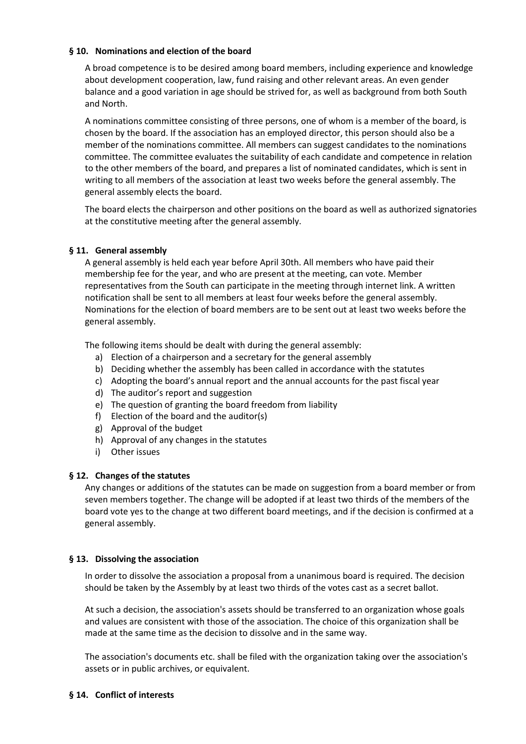### § 10. Nominations and election of the board

A broad competence is to be desired among board members, including experience and knowledge about development cooperation, law, fund raising and other relevant areas. An even gender balance and a good variation in age should be strived for, as well as background from both South and North.

A nominations committee consisting of three persons, one of whom is a member of the board, is chosen by the board. If the association has an employed director, this person should also be a member of the nominations committee. All members can suggest candidates to the nominations committee. The committee evaluates the suitability of each candidate and competence in relation to the other members of the board, and prepares a list of nominated candidates, which is sent in writing to all members of the association at least two weeks before the general assembly. The general assembly elects the board.

The board elects the chairperson and other positions on the board as well as authorized signatories at the constitutive meeting after the general assembly.

### § 11. General assembly

A general assembly is held each year before April 30th. All members who have paid their membership fee for the year, and who are present at the meeting, can vote. Member representatives from the South can participate in the meeting through internet link. A written notification shall be sent to all members at least four weeks before the general assembly. Nominations for the election of board members are to be sent out at least two weeks before the general assembly.

The following items should be dealt with during the general assembly:

a) Election of a chairperson and a secretary for the general assembly
b) Deciding whether the assembly has been called in accordance with the statutes
c) Adopting the board's annual report and the annual accounts for the past fiscal year
d) The auditor's report and suggestion
e) The question of granting the board freedom from liability
f) Election of the board and the auditor(s)
g) Approval of the budget
h) Approval of any changes in the statutes
i) Other issues

### § 12. Changes of the statutes

Any changes or additions of the statutes can be made on suggestion from a board member or from seven members together. The change will be adopted if at least two thirds of the members of the board vote yes to the change at two different board meetings, and if the decision is confirmed at a general assembly.

### § 13. Dissolving the association

In order to dissolve the association a proposal from a unanimous board is required. The decision should be taken by the Assembly by at least two thirds of the votes cast as a secret ballot.

At such a decision, the association's assets should be transferred to an organization whose goals and values are consistent with those of the association. The choice of this organization shall be made at the same time as the decision to dissolve and in the same way.

The association's documents etc. shall be filed with the organization taking over the association's assets or in public archives, or equivalent.

### § 14. Conflict of interests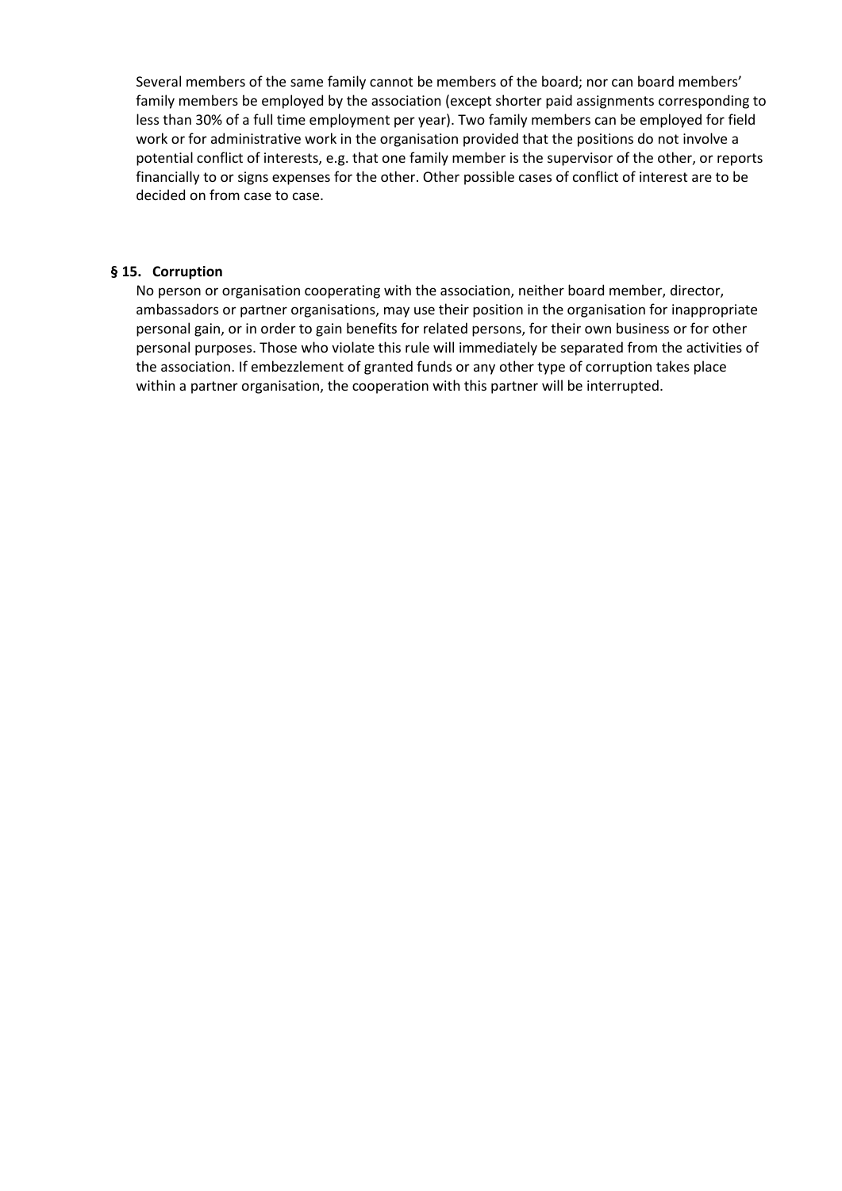Several members of the same family cannot be members of the board; nor can board members' family members be employed by the association (except shorter paid assignments corresponding to less than 30% of a full time employment per year). Two family members can be employed for field work or for administrative work in the organisation provided that the positions do not involve a potential conflict of interests, e.g. that one family member is the supervisor of the other, or reports financially to or signs expenses for the other. Other possible cases of conflict of interest are to be decided on from case to case.

### § 15. Corruption

No person or organisation cooperating with the association, neither board member, director, ambassadors or partner organisations, may use their position in the organisation for inappropriate personal gain, or in order to gain benefits for related persons, for their own business or for other personal purposes. Those who violate this rule will immediately be separated from the activities of the association. If embezzlement of granted funds or any other type of corruption takes place within a partner organisation, the cooperation with this partner will be interrupted.